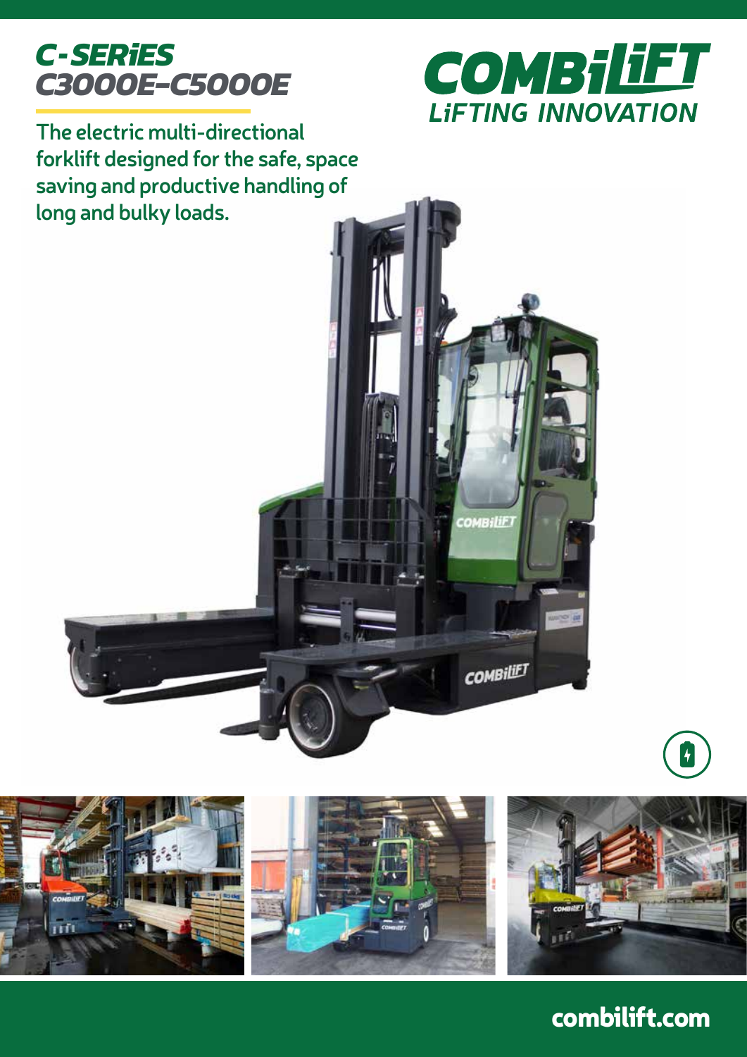# C-SERiES C3000E-C5000E

COMBiLiFT
LiFTING INNOVATION

The electric multi-directional forklift designed for the safe, space saving and productive handling of long and bulky loads.

combilift.com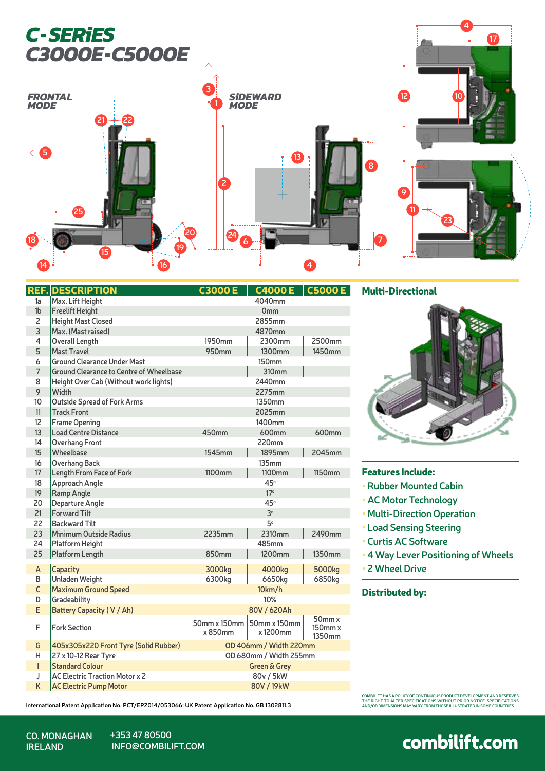# C-SERiES C3000E-C5000E

FRONTAL MODE

SiDEWARD MODE

| REF. | DESCRIPTION | C3000 E | C4000 E | C5000 E |
|---|---|---|---|---|
| 1a | Max. Lift Height | | 4040mm | |
| 1b | Freelift Height | | 0mm | |
| 2 | Height Mast Closed | | 2855mm | |
| 3 | Max. (Mast raised) | | 4870mm | |
| 4 | Overall Length | 1950mm | 2300mm | 2500mm |
| 5 | Mast Travel | 950mm | 1300mm | 1450mm |
| 6 | Ground Clearance Under Mast | | 150mm | |
| 7 | Ground Clearance to Centre of Wheelbase | | 310mm | |
| 8 | Height Over Cab (Without work lights) | | 2440mm | |
| 9 | Width | | 2275mm | |
| 10 | Outside Spread of Fork Arms | | 1350mm | |
| 11 | Track Front | | 2025mm | |
| 12 | Frame Opening | | 1400mm | |
| 13 | Load Centre Distance | 450mm | 600mm | 600mm |
| 14 | Overhang Front | | 220mm | |
| 15 | Wheelbase | 1545mm | 1895mm | 2045mm |
| 16 | Overhang Back | | 135mm | |
| 17 | Length From Face of Fork | 1100mm | 1100mm | 1150mm |
| 18 | Approach Angle | | 45° | |
| 19 | Ramp Angle | | 17° | |
| 20 | Departure Angle | | 45° | |
| 21 | Forward Tilt | | 3° | |
| 22 | Backward Tilt | | 5° | |
| 23 | Minimum Outside Radius | 2235mm | 2310mm | 2490mm |
| 24 | Platform Height | | 485mm | |
| 25 | Platform Length | 850mm | 1200mm | 1350mm |
| A | Capacity | 3000kg | 4000kg | 5000kg |
| B | Unladen Weight | 6300kg | 6650kg | 6850kg |
| C | Maximum Ground Speed | | 10km/h | |
| D | Gradeability | | 10% | |
| E | Battery Capacity ( V / Ah) | | 80V / 620Ah | |
| F | Fork Section | 50mm x 150mm x 850mm | 50mm x 150mm x 1200mm | 50mm x 150mm x 1350mm |
| G | 405x305x220 Front Tyre (Solid Rubber) | | OD 406mm / Width 220mm | |
| H | 27 x 10-12 Rear Tyre | | OD 680mm / Width 255mm | |
| I | Standard Colour | | Green & Grey | |
| J | AC Electric Traction Motor x 2 | | 80v / 5kW | |
| K | AC Electric Pump Motor | | 80V / 19kW | |

International Patent Application No. PCT/EP2014/053066; UK Patent Application No. GB 1302811.3

## Multi-Directional

## Features Include:

- Rubber Mounted Cabin
- AC Motor Technology
- Multi-Direction Operation
- Load Sensing Steering
- Curtis AC Software
- 4 Way Lever Positioning of Wheels
- 2 Wheel Drive

## Distributed by:

COMBILIFT HAS A POLICY OF CONTINUOUS PRODUCT DEVELOPMENT AND RESERVES THE RIGHT TO ALTER SPECIFICATIONS WITHOUT PRIOR NOTICE. SPECIFICATIONS AND/OR DIMENSIONS MAY VARY FROM THOSE ILLUSTRATED IN SOME COUNTRIES.

CO. MONAGHAN
IRELAND

+353 47 80500
INFO@COMBILIFT.COM

combilift.com